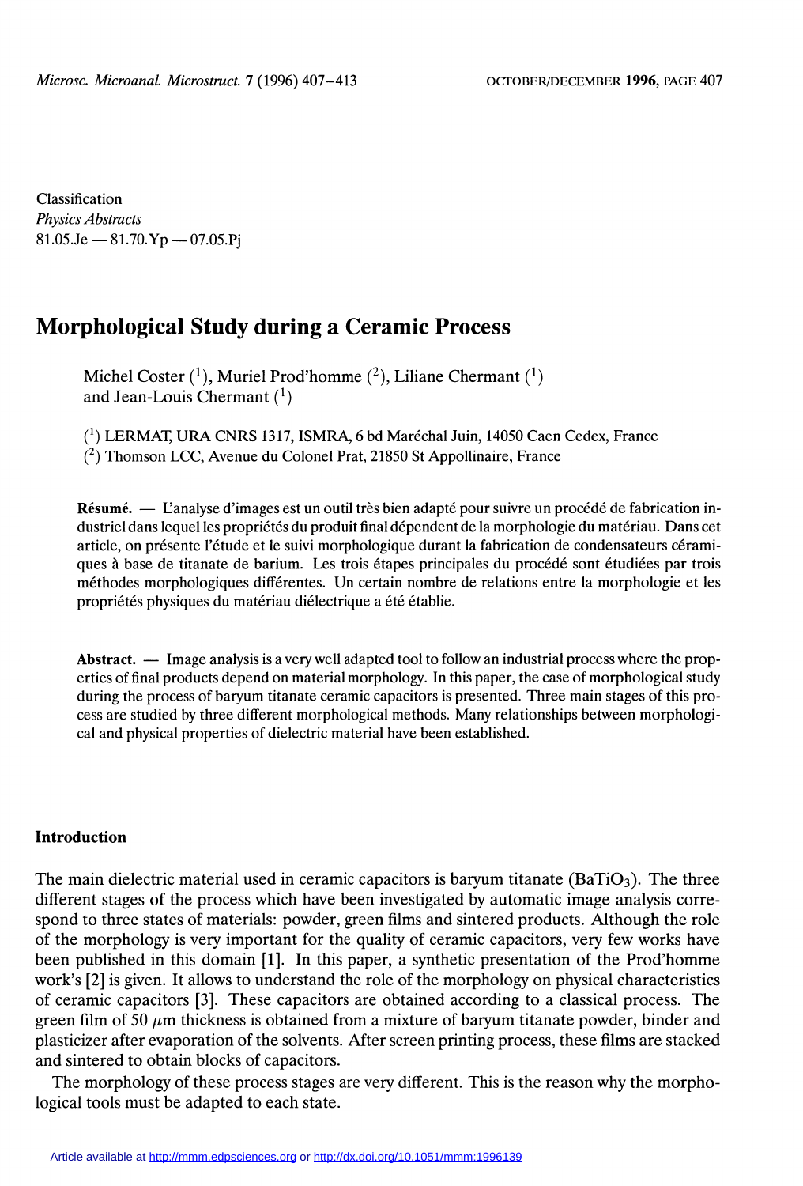Classification
*Physics Abstracts*
81.05.Je — 81.70.Yp — 07.05.Pj

# Morphological Study during a Ceramic Process

Michel Coster ([1]), Muriel Prod'homme ([2]), Liliane Chermant ([1]) and Jean-Louis Chermant ([1])

([1]) LERMAT, URA CNRS 1317, ISMRA, 6 bd Maréchal Juin, 14050 Caen Cedex, France
([2]) Thomson LCC, Avenue du Colonel Prat, 21850 St Appollinaire, France

**Résumé.** — L'analyse d'images est un outil très bien adapté pour suivre un procédé de fabrication industriel dans lequel les propriétés du produit final dépendent de la morphologie du matériau. Dans cet article, on présente l'étude et le suivi morphologique durant la fabrication de condensateurs céramiques à base de titanate de barium. Les trois étapes principales du procédé sont étudiées par trois méthodes morphologiques différentes. Un certain nombre de relations entre la morphologie et les propriétés physiques du matériau diélectrique a été établie.

**Abstract.** — Image analysis is a very well adapted tool to follow an industrial process where the properties of final products depend on material morphology. In this paper, the case of morphological study during the process of baryum titanate ceramic capacitors is presented. Three main stages of this process are studied by three different morphological methods. Many relationships between morphological and physical properties of dielectric material have been established.

## Introduction

The main dielectric material used in ceramic capacitors is baryum titanate ($BaTiO_3$). The three different stages of the process which have been investigated by automatic image analysis correspond to three states of materials: powder, green films and sintered products. Although the role of the morphology is very important for the quality of ceramic capacitors, very few works have been published in this domain [1]. In this paper, a synthetic presentation of the Prod'homme work's [2] is given. It allows to understand the role of the morphology on physical characteristics of ceramic capacitors [3]. These capacitors are obtained according to a classical process. The green film of 50 $\mu$m thickness is obtained from a mixture of baryum titanate powder, binder and plasticizer after evaporation of the solvents. After screen printing process, these films are stacked and sintered to obtain blocks of capacitors.

The morphology of these process stages are very different. This is the reason why the morphological tools must be adapted to each state.

Article available at http://mmm.edpsciences.org or http://dx.doi.org/10.1051/mmm:1996139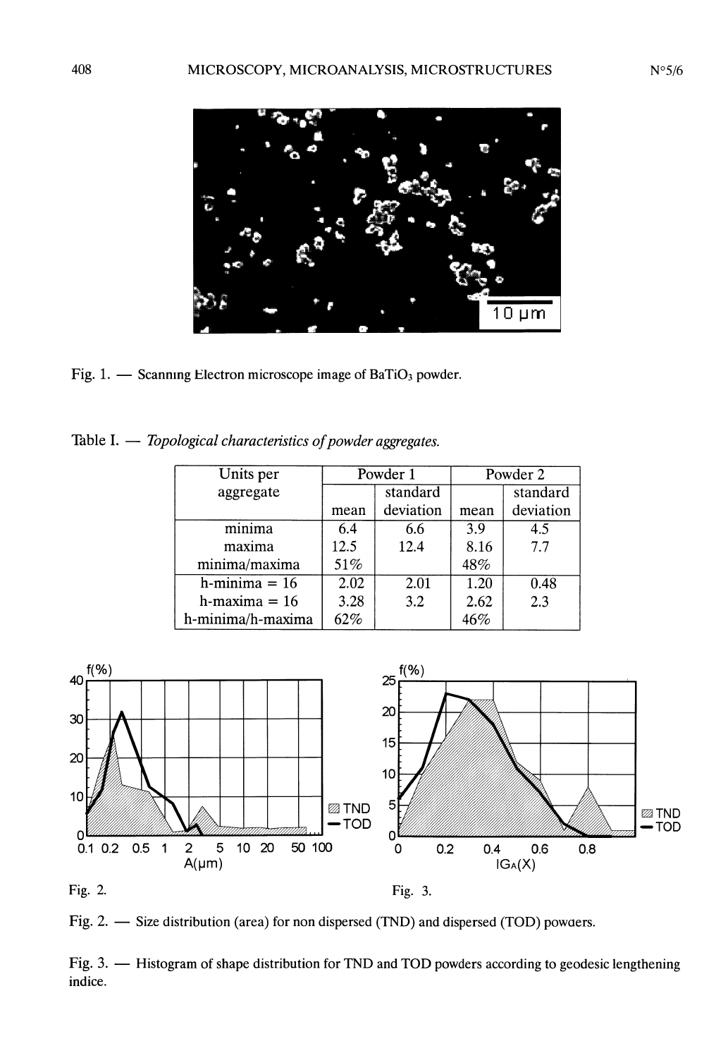Fig. 1. — Scanning Electron microscope image of $BaTiO_3$ powder.

Table I. — *Topological characteristics of powder aggregates.*

| Units per aggregate | Powder 1 | | Powder 2 | |
|---|---|---|---|---|
| | mean | standard deviation | mean | standard deviation |
| minima | 6.4 | 6.6 | 3.9 | 4.5 |
| maxima | 12.5 | 12.4 | 8.16 | 7.7 |
| minima/maxima | 51% | | 48% | |
| h-minima = 16 | 2.02 | 2.01 | 1.20 | 0.48 |
| h-maxima = 16 | 3.28 | 3.2 | 2.62 | 2.3 |
| h-minima/h-maxima | 62% | | 46% | |

Fig. 2.

Fig. 3.

Fig. 2. — Size distribution (area) for non dispersed (TND) and dispersed (TOD) powders.

Fig. 3. — Histogram of shape distribution for TND and TOD powders according to geodesic lengthening indice.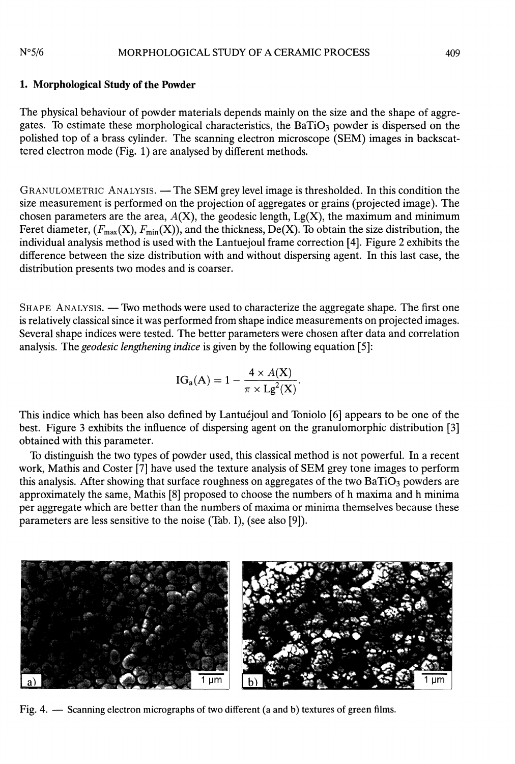## 1. Morphological Study of the Powder

The physical behaviour of powder materials depends mainly on the size and the shape of aggregates. To estimate these morphological characteristics, the $BaTiO_3$ powder is dispersed on the polished top of a brass cylinder. The scanning electron microscope (SEM) images in backscattered electron mode (Fig. 1) are analysed by different methods.

GRANULOMETRIC ANALYSIS. — The SEM grey level image is thresholded. In this condition the size measurement is performed on the projection of aggregates or grains (projected image). The chosen parameters are the area, $A(X)$, the geodesic length, $Lg(X)$, the maximum and minimum Feret diameter, ($F_{max}(X)$, $F_{min}(X)$), and the thickness, $De(X)$. To obtain the size distribution, the individual analysis method is used with the Lantuejoul frame correction [4]. Figure 2 exhibits the difference between the size distribution with and without dispersing agent. In this last case, the distribution presents two modes and is coarser.

SHAPE ANALYSIS. — Two methods were used to characterize the aggregate shape. The first one is relatively classical since it was performed from shape indice measurements on projected images. Several shape indices were tested. The better parameters were chosen after data and correlation analysis. The *geodesic lengthening indice* is given by the following equation [5]:

$$IG_a(A) = 1 - \frac{4 \times A(X)}{\pi \times Lg^2(X)}.$$

This indice which has been also defined by Lantuéjoul and Toniolo [6] appears to be one of the best. Figure 3 exhibits the influence of dispersing agent on the granulomorphic distribution [3] obtained with this parameter.

To distinguish the two types of powder used, this classical method is not powerful. In a recent work, Mathis and Coster [7] have used the texture analysis of SEM grey tone images to perform this analysis. After showing that surface roughness on aggregates of the two $BaTiO_3$ powders are approximately the same, Mathis [8] proposed to choose the numbers of h maxima and h minima per aggregate which are better than the numbers of maxima or minima themselves because these parameters are less sensitive to the noise (Tab. I), (see also [9]).

Fig. 4. — Scanning electron micrographs of two different (a and b) textures of green films.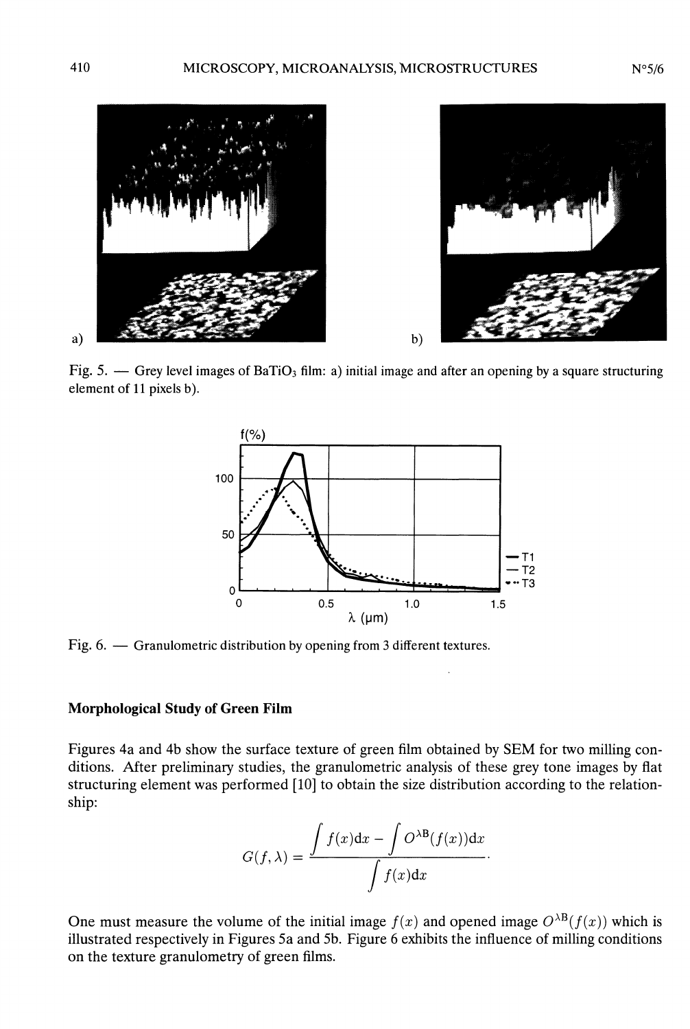Fig. 5. — Grey level images of $BaTiO_3$ film: a) initial image and after an opening by a square structuring element of 11 pixels b).

Fig. 6. — Granulometric distribution by opening from 3 different textures.

### Morphological Study of Green Film

Figures 4a and 4b show the surface texture of green film obtained by SEM for two milling conditions. After preliminary studies, the granulometric analysis of these grey tone images by flat structuring element was performed [10] to obtain the size distribution according to the relationship:

$$G(f, \lambda) = \frac{\int f(x)\mathrm{d}x - \int O^{\lambda \mathrm{B}}(f(x))\mathrm{d}x}{\int f(x)\mathrm{d}x}.$$

One must measure the volume of the initial image $f(x)$ and opened image $O^{\lambda \mathrm{B}}(f(x))$ which is illustrated respectively in Figures 5a and 5b. Figure 6 exhibits the influence of milling conditions on the texture granulometry of green films.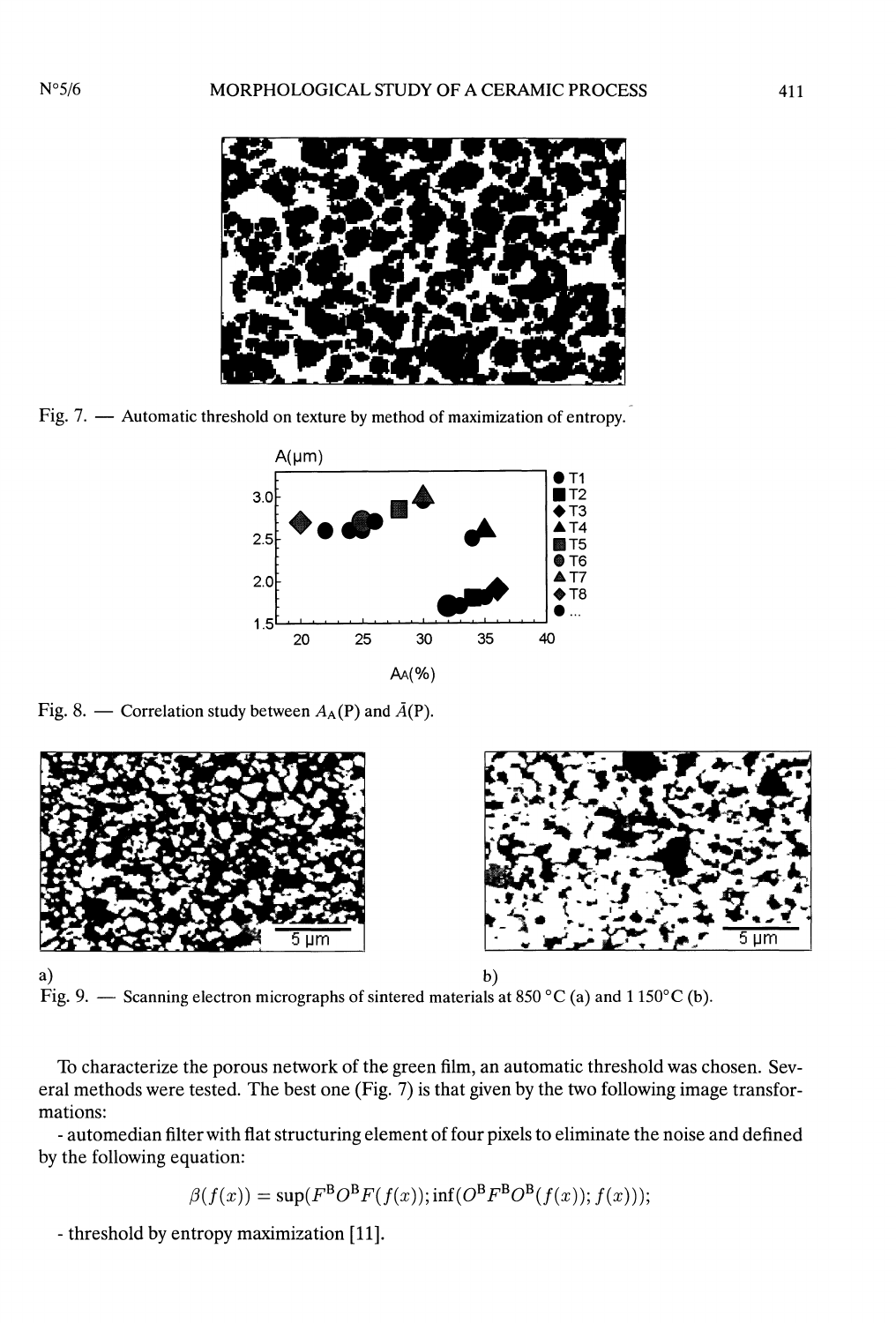Fig. 7. — Automatic threshold on texture by method of maximization of entropy.

Fig. 8. — Correlation study between $A_A(\mathrm{P})$ and $\bar{A}(\mathrm{P})$.

a) b)

Fig. 9. — Scanning electron micrographs of sintered materials at 850 °C (a) and 1 150°C (b).

To characterize the porous network of the green film, an automatic threshold was chosen. Several methods were tested. The best one (Fig. 7) is that given by the two following image transformations:

- automedian filter with flat structuring element of four pixels to eliminate the noise and defined by the following equation:

$$\beta(f(x)) = \sup(F^{\mathrm{B}}O^{\mathrm{B}}F(f(x)); \inf(O^{\mathrm{B}}F^{\mathrm{B}}O^{\mathrm{B}}(f(x)); f(x)));$$

- threshold by entropy maximization [11].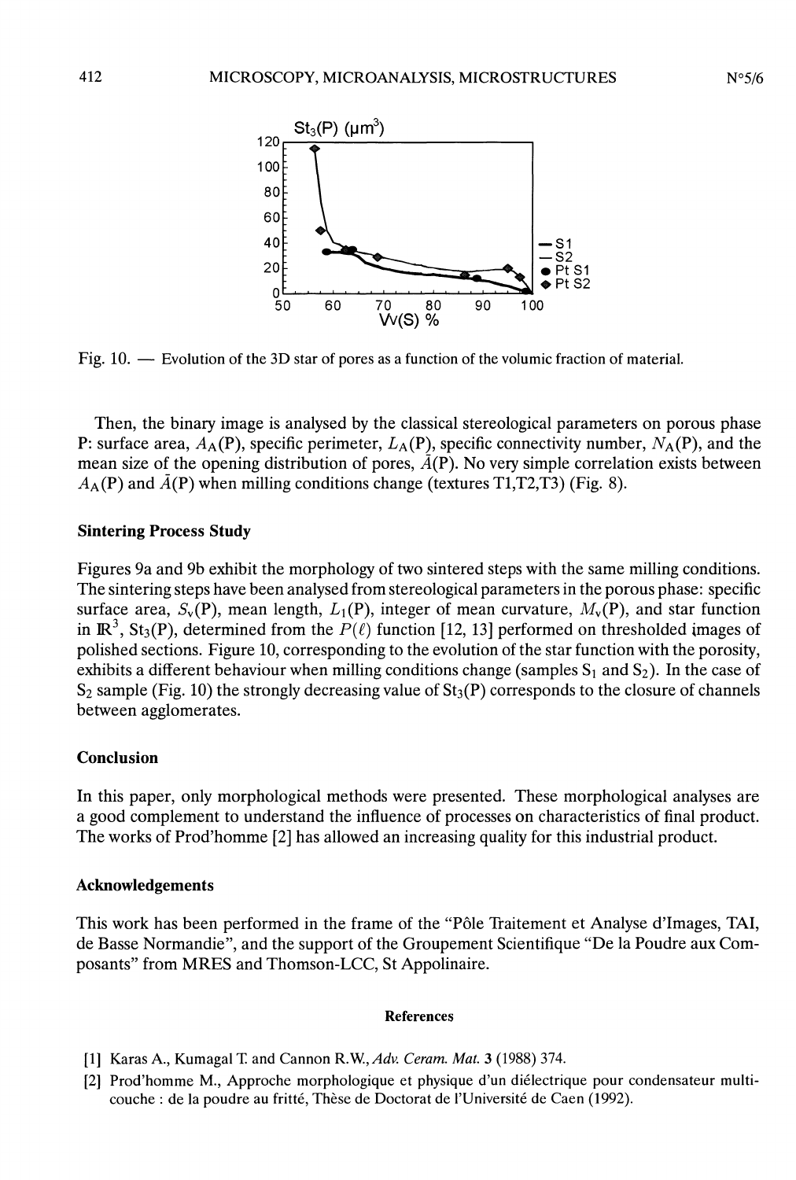Fig. 10. — Evolution of the 3D star of pores as a function of the volumic fraction of material.

Then, the binary image is analysed by the classical stereological parameters on porous phase P: surface area, $A_A(P)$, specific perimeter, $L_A(P)$, specific connectivity number, $N_A(P)$, and the mean size of the opening distribution of pores, $\bar{A}(P)$. No very simple correlation exists between $A_A(P)$ and $\bar{A}(P)$ when milling conditions change (textures T1,T2,T3) (Fig. 8).

### Sintering Process Study

Figures 9a and 9b exhibit the morphology of two sintered steps with the same milling conditions. The sintering steps have been analysed from stereological parameters in the porous phase: specific surface area, $S_v(P)$, mean length, $L_1(P)$, integer of mean curvature, $M_v(P)$, and star function in $\mathbb{R}^3$, $St_3(P)$, determined from the $P(\ell)$ function [12, 13] performed on thresholded images of polished sections. Figure 10, corresponding to the evolution of the star function with the porosity, exhibits a different behaviour when milling conditions change (samples $S_1$ and $S_2$). In the case of $S_2$ sample (Fig. 10) the strongly decreasing value of $St_3(P)$ corresponds to the closure of channels between agglomerates.

### Conclusion

In this paper, only morphological methods were presented. These morphological analyses are a good complement to understand the influence of processes on characteristics of final product. The works of Prod'homme [2] has allowed an increasing quality for this industrial product.

### Acknowledgements

This work has been performed in the frame of the "Pôle Traitement et Analyse d'Images, TAI, de Basse Normandie", and the support of the Groupement Scientifique "De la Poudre aux Composants" from MRES and Thomson-LCC, St Appolinaire.

### References

[1] Karas A., Kumagal T. and Cannon R.W., *Adv. Ceram. Mat.* **3** (1988) 374.

[2] Prod'homme M., Approche morphologique et physique d'un diélectrique pour condensateur multicouche : de la poudre au fritté, Thèse de Doctorat de l'Université de Caen (1992).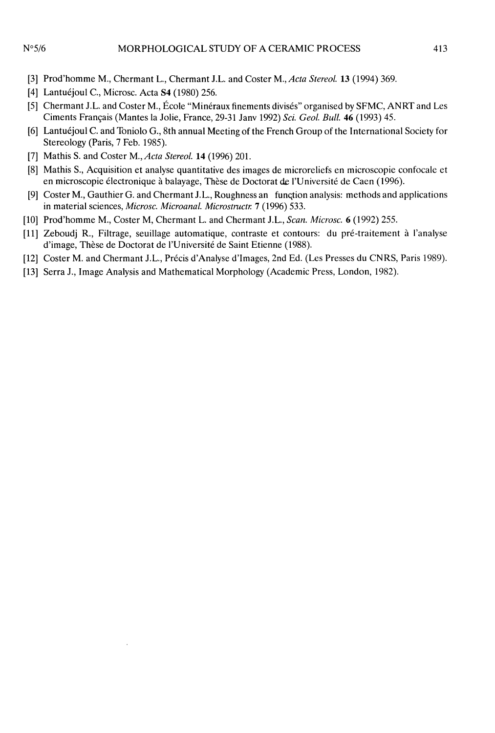[3] Prod'homme M., Chermant L., Chermant J.L. and Coster M., *Acta Stereol.* **13** (1994) 369.

[4] Lantuéjoul C., Microsc. Acta **S4** (1980) 256.

[5] Chermant J.L. and Coster M., École "Minéraux finements divisés" organised by SFMC, ANRT and Les Ciments Français (Mantes la Jolie, France, 29-31 Janv 1992) *Sci. Geol. Bull.* **46** (1993) 45.

[6] Lantuéjoul C. and Toniolo G., 8th annual Meeting of the French Group of the International Society for Stereology (Paris, 7 Feb. 1985).

[7] Mathis S. and Coster M., *Acta Stereol.* **14** (1996) 201.

[8] Mathis S., Acquisition et analyse quantitative des images de microreliefs en microscopie confocale et en microscopie électronique à balayage, Thèse de Doctorat de l'Université de Caen (1996).

[9] Coster M., Gauthier G. and Chermant J.L., Roughness an function analysis: methods and applications in material sciences, *Microsc. Microanal. Microstructr.* **7** (1996) 533.

[10] Prod'homme M., Coster M, Chermant L. and Chermant J.L., *Scan. Microsc.* **6** (1992) 255.

[11] Zeboudj R., Filtrage, seuillage automatique, contraste et contours: du pré-traitement à l'analyse d'image, Thèse de Doctorat de l'Université de Saint Etienne (1988).

[12] Coster M. and Chermant J.L., Précis d'Analyse d'Images, 2nd Ed. (Les Presses du CNRS, Paris 1989).

[13] Serra J., Image Analysis and Mathematical Morphology (Academic Press, London, 1982).